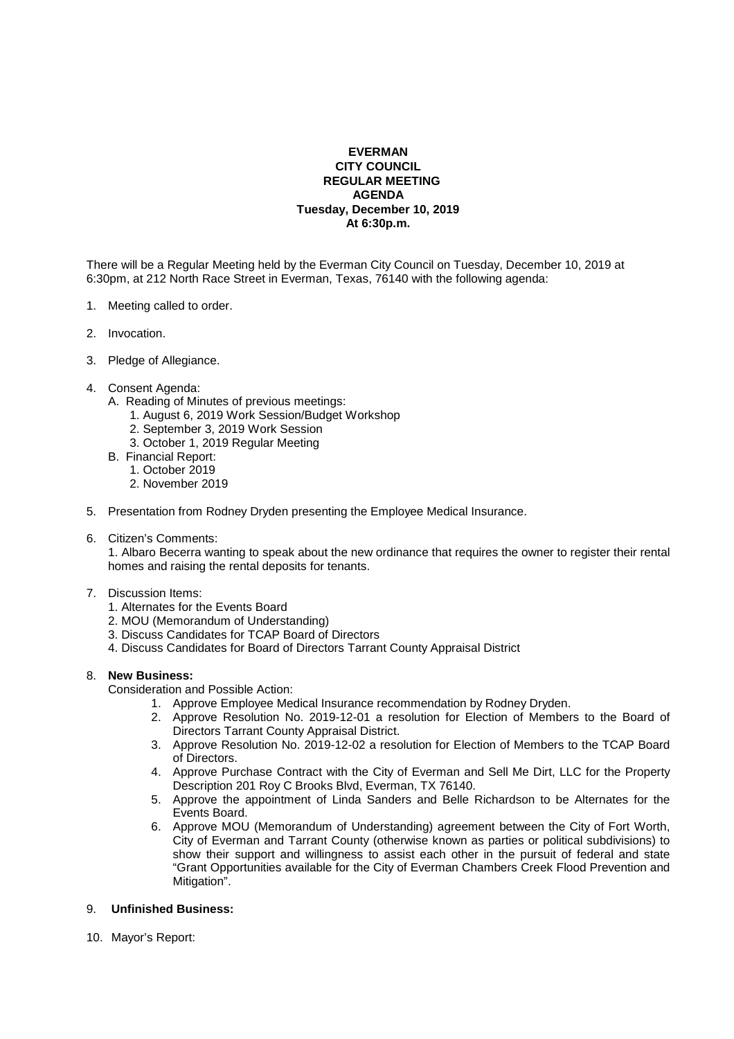**EVERMAN**
**CITY COUNCIL**
**REGULAR MEETING**
**AGENDA**
**Tuesday, December 10, 2019**
**At 6:30p.m.**

There will be a Regular Meeting held by the Everman City Council on Tuesday, December 10, 2019 at 6:30pm, at 212 North Race Street in Everman, Texas, 76140 with the following agenda:

1. Meeting called to order.

2. Invocation.

3. Pledge of Allegiance.

4. Consent Agenda:
   - A. Reading of Minutes of previous meetings:
     1. August 6, 2019 Work Session/Budget Workshop
     2. September 3, 2019 Work Session
     3. October 1, 2019 Regular Meeting
   - B. Financial Report:
     1. October 2019
     2. November 2019

5. Presentation from Rodney Dryden presenting the Employee Medical Insurance.

6. Citizen's Comments:
   1. Albaro Becerra wanting to speak about the new ordinance that requires the owner to register their rental homes and raising the rental deposits for tenants.

7. Discussion Items:
   1. Alternates for the Events Board
   2. MOU (Memorandum of Understanding)
   3. Discuss Candidates for TCAP Board of Directors
   4. Discuss Candidates for Board of Directors Tarrant County Appraisal District

8. **New Business:**
   Consideration and Possible Action:
   1. Approve Employee Medical Insurance recommendation by Rodney Dryden.
   2. Approve Resolution No. 2019-12-01 a resolution for Election of Members to the Board of Directors Tarrant County Appraisal District.
   3. Approve Resolution No. 2019-12-02 a resolution for Election of Members to the TCAP Board of Directors.
   4. Approve Purchase Contract with the City of Everman and Sell Me Dirt, LLC for the Property Description 201 Roy C Brooks Blvd, Everman, TX 76140.
   5. Approve the appointment of Linda Sanders and Belle Richardson to be Alternates for the Events Board.
   6. Approve MOU (Memorandum of Understanding) agreement between the City of Fort Worth, City of Everman and Tarrant County (otherwise known as parties or political subdivisions) to show their support and willingness to assist each other in the pursuit of federal and state "Grant Opportunities available for the City of Everman Chambers Creek Flood Prevention and Mitigation".

9. **Unfinished Business:**

10. Mayor's Report: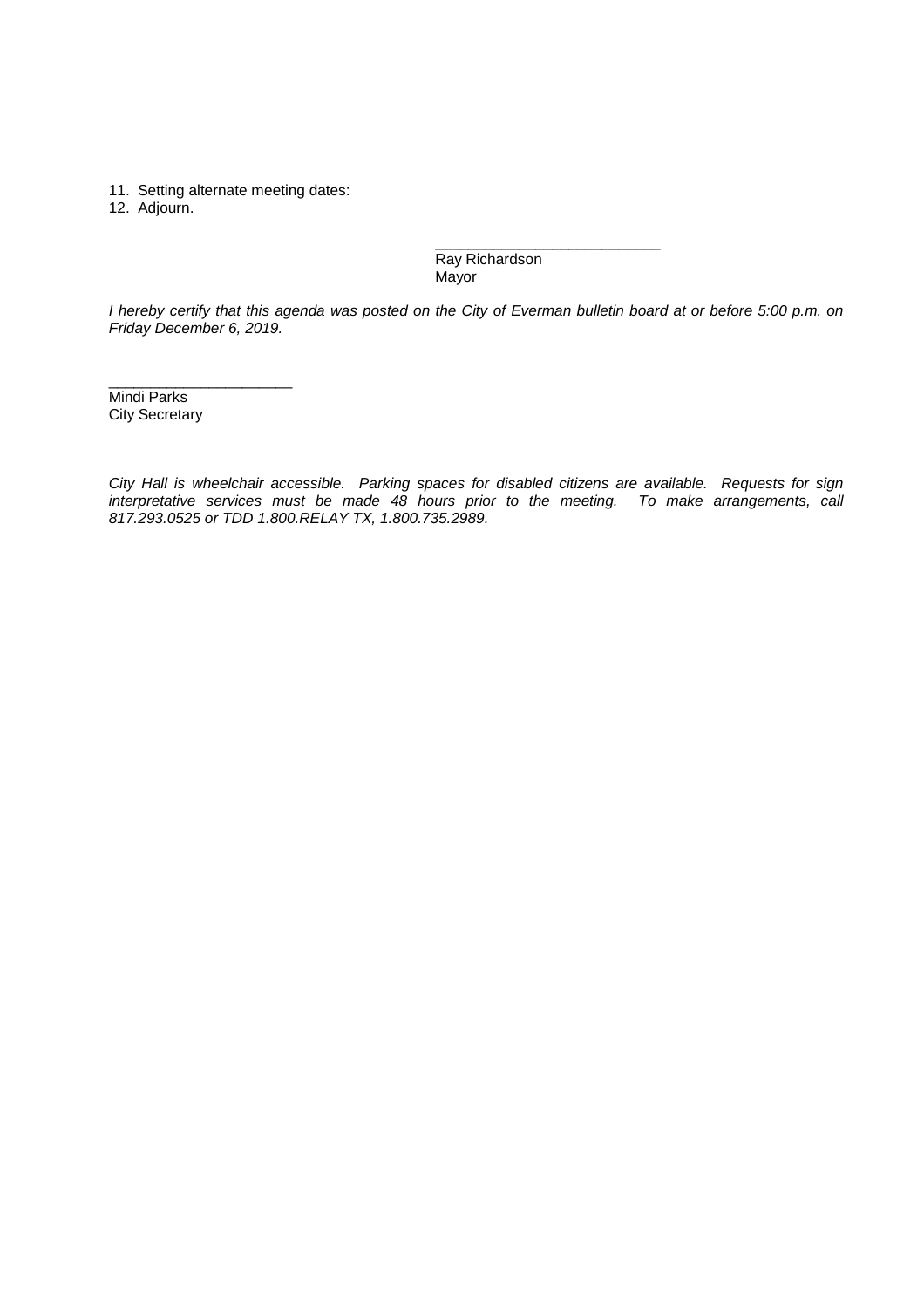11. Setting alternate meeting dates:
12. Adjourn.

\_\_\_\_\_\_\_\_\_\_\_\_\_\_\_\_\_\_\_\_\_\_\_\_\_\_\_\_
Ray Richardson
Mayor

*I hereby certify that this agenda was posted on the City of Everman bulletin board at or before 5:00 p.m. on Friday December 6, 2019.*

\_\_\_\_\_\_\_\_\_\_\_\_\_\_\_\_\_\_\_\_\_\_\_
Mindi Parks
City Secretary

*City Hall is wheelchair accessible. Parking spaces for disabled citizens are available. Requests for sign interpretative services must be made 48 hours prior to the meeting. To make arrangements, call 817.293.0525 or TDD 1.800.RELAY TX, 1.800.735.2989.*